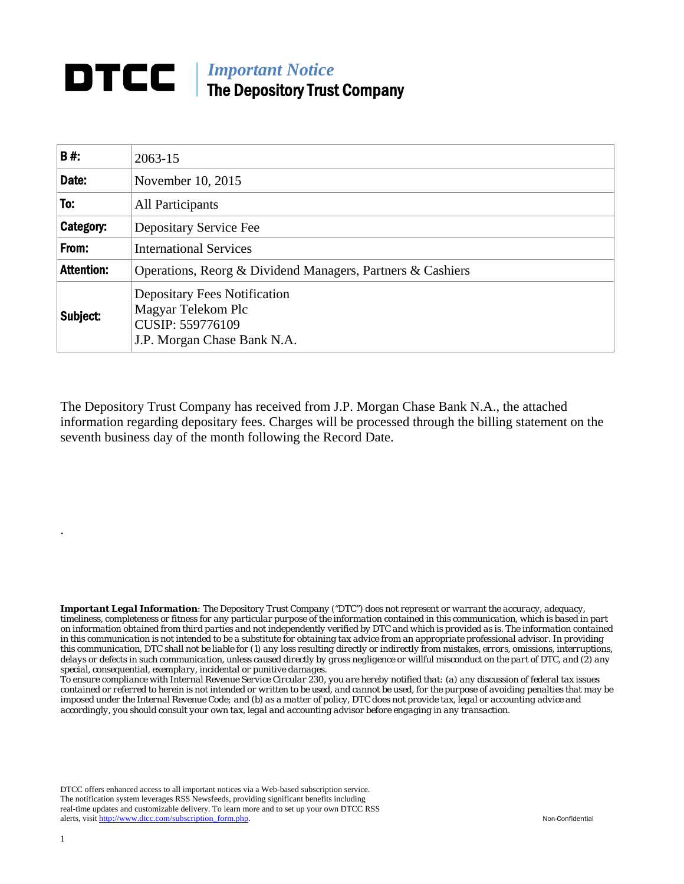# DTCC

***Important Notice***
**The Depository Trust Company**

| **B #:** | 2063-15 |
|---|---|
| **Date:** | November 10, 2015 |
| **To:** | All Participants |
| **Category:** | Depositary Service Fee |
| **From:** | International Services |
| **Attention:** | Operations, Reorg & Dividend Managers, Partners & Cashiers |
| **Subject:** | Depositary Fees Notification<br>Magyar Telekom Plc<br>CUSIP: 559776109<br>J.P. Morgan Chase Bank N.A. |

The Depository Trust Company has received from J.P. Morgan Chase Bank N.A., the attached information regarding depositary fees. Charges will be processed through the billing statement on the seventh business day of the month following the Record Date.

.

***Important Legal Information**: The Depository Trust Company ("DTC") does not represent or warrant the accuracy, adequacy, timeliness, completeness or fitness for any particular purpose of the information contained in this communication, which is based in part on information obtained from third parties and not independently verified by DTC and which is provided as is. The information contained in this communication is not intended to be a substitute for obtaining tax advice from an appropriate professional advisor. In providing this communication, DTC shall not be liable for (1) any loss resulting directly or indirectly from mistakes, errors, omissions, interruptions, delays or defects in such communication, unless caused directly by gross negligence or willful misconduct on the part of DTC, and (2) any special, consequential, exemplary, incidental or punitive damages.*
*To ensure compliance with Internal Revenue Service Circular 230, you are hereby notified that: (a) any discussion of federal tax issues contained or referred to herein is not intended or written to be used, and cannot be used, for the purpose of avoiding penalties that may be imposed under the Internal Revenue Code; and (b) as a matter of policy, DTC does not provide tax, legal or accounting advice and accordingly, you should consult your own tax, legal and accounting advisor before engaging in any transaction.*

DTCC offers enhanced access to all important notices via a Web-based subscription service. The notification system leverages RSS Newsfeeds, providing significant benefits including real-time updates and customizable delivery. To learn more and to set up your own DTCC RSS alerts, visit http://www.dtcc.com/subscription_form.php.

Non-Confidential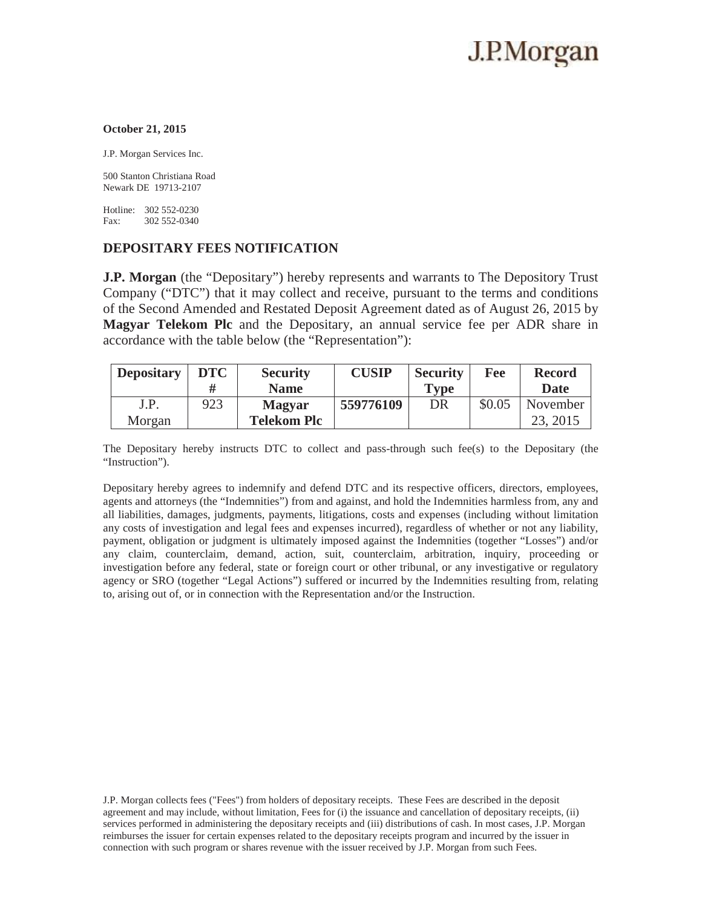J.P.Morgan

**October 21, 2015**

J.P. Morgan Services Inc.

500 Stanton Christiana Road
Newark DE 19713-2107

Hotline: 302 552-0230
Fax: 302 552-0340

## DEPOSITARY FEES NOTIFICATION

**J.P. Morgan** (the "Depositary") hereby represents and warrants to The Depository Trust Company ("DTC") that it may collect and receive, pursuant to the terms and conditions of the Second Amended and Restated Deposit Agreement dated as of August 26, 2015 by **Magyar Telekom Plc** and the Depositary, an annual service fee per ADR share in accordance with the table below (the "Representation"):

| Depositary | DTC # | Security Name | CUSIP | Security Type | Fee | Record Date |
|---|---|---|---|---|---|---|
| J.P. Morgan | 923 | **Magyar Telekom Plc** | **559776109** | DR | $0.05 | November 23, 2015 |

The Depositary hereby instructs DTC to collect and pass-through such fee(s) to the Depositary (the "Instruction").

Depositary hereby agrees to indemnify and defend DTC and its respective officers, directors, employees, agents and attorneys (the "Indemnities") from and against, and hold the Indemnities harmless from, any and all liabilities, damages, judgments, payments, litigations, costs and expenses (including without limitation any costs of investigation and legal fees and expenses incurred), regardless of whether or not any liability, payment, obligation or judgment is ultimately imposed against the Indemnities (together "Losses") and/or any claim, counterclaim, demand, action, suit, counterclaim, arbitration, inquiry, proceeding or investigation before any federal, state or foreign court or other tribunal, or any investigative or regulatory agency or SRO (together "Legal Actions") suffered or incurred by the Indemnities resulting from, relating to, arising out of, or in connection with the Representation and/or the Instruction.

J.P. Morgan collects fees ("Fees") from holders of depositary receipts. These Fees are described in the deposit agreement and may include, without limitation, Fees for (i) the issuance and cancellation of depositary receipts, (ii) services performed in administering the depositary receipts and (iii) distributions of cash. In most cases, J.P. Morgan reimburses the issuer for certain expenses related to the depositary receipts program and incurred by the issuer in connection with such program or shares revenue with the issuer received by J.P. Morgan from such Fees.